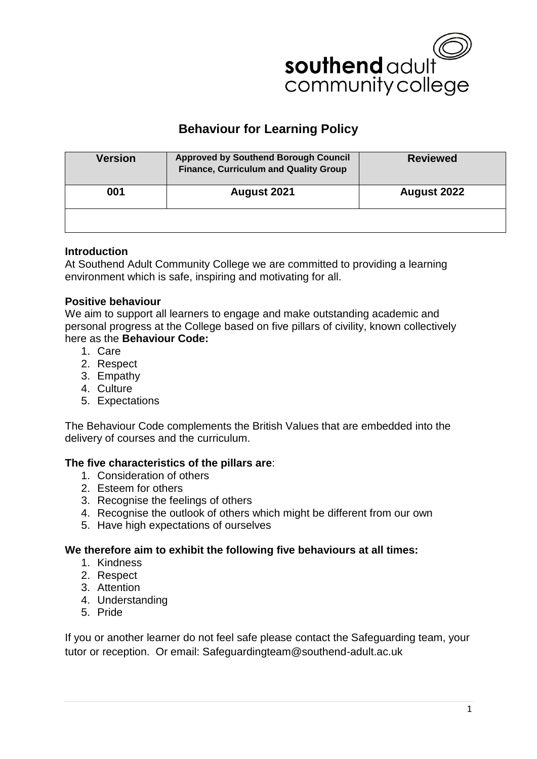southend adult community college

# Behaviour for Learning Policy

| Version | Approved by Southend Borough Council Finance, Curriculum and Quality Group | Reviewed |
|---|---|---|
| 001 | August 2021 | August 2022 |
| | | |

**Introduction**
At Southend Adult Community College we are committed to providing a learning environment which is safe, inspiring and motivating for all.

**Positive behaviour**
We aim to support all learners to engage and make outstanding academic and personal progress at the College based on five pillars of civility, known collectively here as the **Behaviour Code:**

1. Care
2. Respect
3. Empathy
4. Culture
5. Expectations

The Behaviour Code complements the British Values that are embedded into the delivery of courses and the curriculum.

**The five characteristics of the pillars are**:

1. Consideration of others
2. Esteem for others
3. Recognise the feelings of others
4. Recognise the outlook of others which might be different from our own
5. Have high expectations of ourselves

**We therefore aim to exhibit the following five behaviours at all times:**

1. Kindness
2. Respect
3. Attention
4. Understanding
5. Pride

If you or another learner do not feel safe please contact the Safeguarding team, your tutor or reception. Or email: Safeguardingteam@southend-adult.ac.uk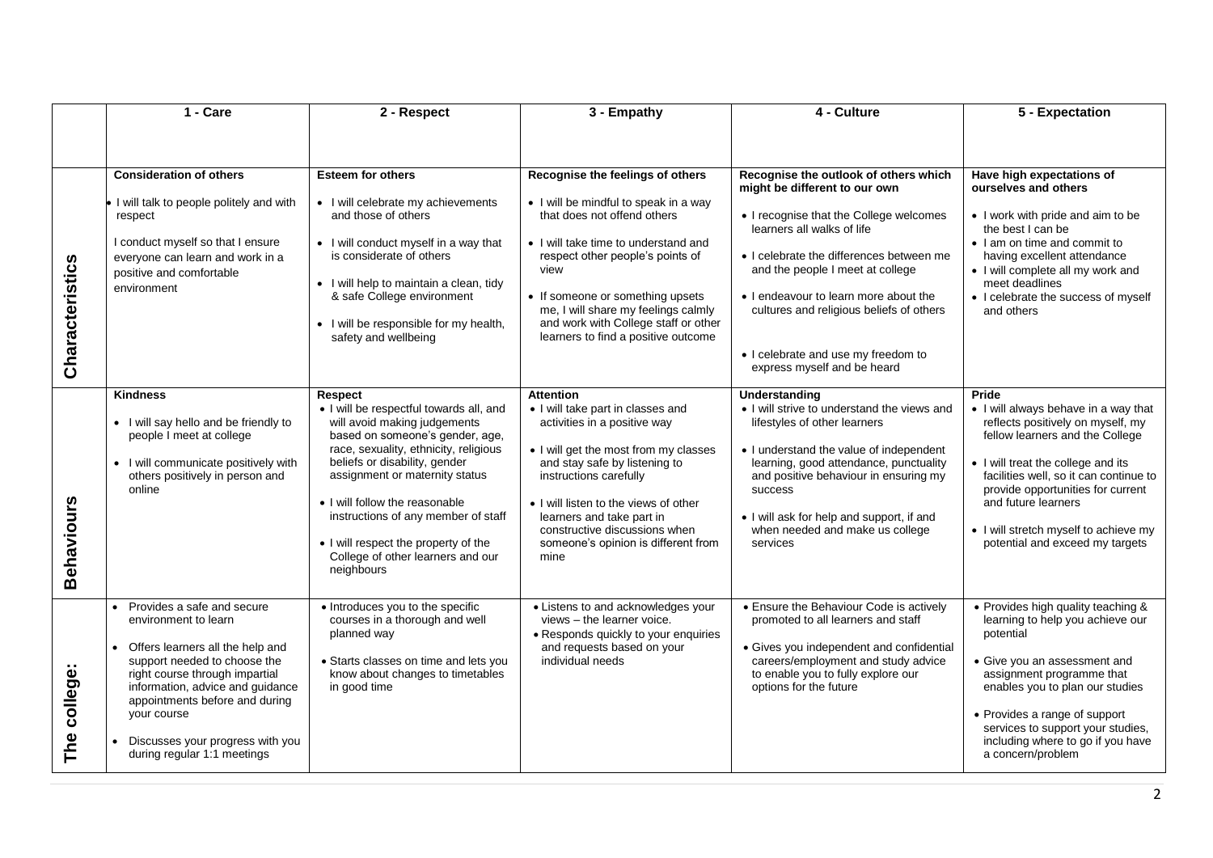| | 1 - Care | 2 - Respect | 3 - Empathy | 4 - Culture | 5 - Expectation |
|---|---|---|---|---|---|
| **Characteristics** | **Consideration of others**<br><br>• I will talk to people politely and with respect<br><br>I conduct myself so that I ensure everyone can learn and work in a positive and comfortable environment | **Esteem for others**<br><br>• I will celebrate my achievements and those of others<br><br>• I will conduct myself in a way that is considerate of others<br><br>• I will help to maintain a clean, tidy & safe College environment<br><br>• I will be responsible for my health, safety and wellbeing | **Recognise the feelings of others**<br><br>• I will be mindful to speak in a way that does not offend others<br><br>• I will take time to understand and respect other people's points of view<br><br>• If someone or something upsets me, I will share my feelings calmly and work with College staff or other learners to find a positive outcome | **Recognise the outlook of others which might be different to our own**<br><br>• I recognise that the College welcomes learners all walks of life<br><br>• I celebrate the differences between me and the people I meet at college<br><br>• I endeavour to learn more about the cultures and religious beliefs of others<br><br>• I celebrate and use my freedom to express myself and be heard | **Have high expectations of ourselves and others**<br><br>• I work with pride and aim to be the best I can be<br>• I am on time and commit to having excellent attendance<br>• I will complete all my work and meet deadlines<br>• I celebrate the success of myself and others |
| **Behaviours** | **Kindness**<br><br>• I will say hello and be friendly to people I meet at college<br><br>• I will communicate positively with others positively in person and online | **Respect**<br>• I will be respectful towards all, and will avoid making judgements based on someone's gender, age, race, sexuality, ethnicity, religious beliefs or disability, gender assignment or maternity status<br><br>• I will follow the reasonable instructions of any member of staff<br><br>• I will respect the property of the College of other learners and our neighbours | **Attention**<br>• I will take part in classes and activities in a positive way<br><br>• I will get the most from my classes and stay safe by listening to instructions carefully<br><br>• I will listen to the views of other learners and take part in constructive discussions when someone's opinion is different from mine | **Understanding**<br>• I will strive to understand the views and lifestyles of other learners<br><br>• I understand the value of independent learning, good attendance, punctuality and positive behaviour in ensuring my success<br><br>• I will ask for help and support, if and when needed and make us college services | **Pride**<br>• I will always behave in a way that reflects positively on myself, my fellow learners and the College<br><br>• I will treat the college and its facilities well, so it can continue to provide opportunities for current and future learners<br><br>• I will stretch myself to achieve my potential and exceed my targets |
| **The college:** | • Provides a safe and secure environment to learn<br><br>• Offers learners all the help and support needed to choose the right course through impartial information, advice and guidance appointments before and during your course<br><br>• Discusses your progress with you during regular 1:1 meetings | • Introduces you to the specific courses in a thorough and well planned way<br><br>• Starts classes on time and lets you know about changes to timetables in good time | • Listens to and acknowledges your views – the learner voice.<br>• Responds quickly to your enquiries and requests based on your individual needs | • Ensure the Behaviour Code is actively promoted to all learners and staff<br><br>• Gives you independent and confidential careers/employment and study advice to enable you to fully explore our options for the future | • Provides high quality teaching & learning to help you achieve our potential<br><br>• Give you an assessment and assignment programme that enables you to plan our studies<br><br>• Provides a range of support services to support your studies, including where to go if you have a concern/problem |